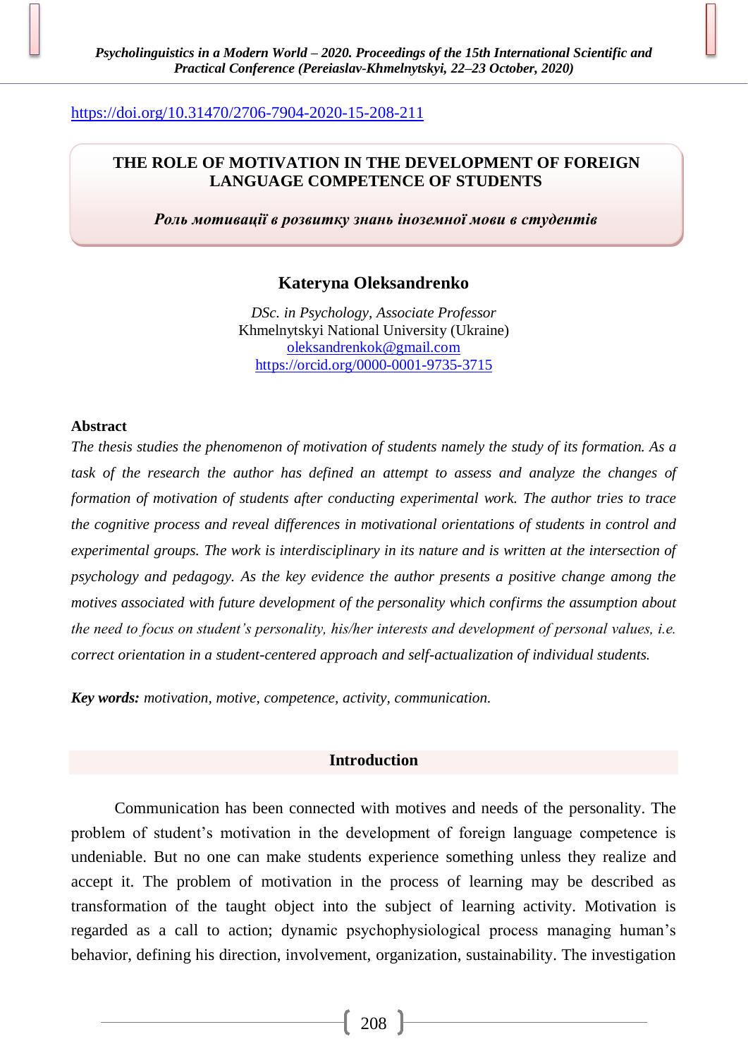https://doi.org/10.31470/2706-7904-2020-15-208-211

# THE ROLE OF MOTIVATION IN THE DEVELOPMENT OF FOREIGN LANGUAGE COMPETENCE OF STUDENTS

***Роль мотивації в розвитку знань іноземної мови в студентів***

**Kateryna Oleksandrenko**

*DSc. in Psychology, Associate Professor*
Khmelnytskyi National University (Ukraine)
oleksandrenkok@gmail.com
https://orcid.org/0000-0001-9735-3715

**Abstract**

*The thesis studies the phenomenon of motivation of students namely the study of its formation. As a task of the research the author has defined an attempt to assess and analyze the changes of formation of motivation of students after conducting experimental work. The author tries to trace the cognitive process and reveal differences in motivational orientations of students in control and experimental groups. The work is interdisciplinary in its nature and is written at the intersection of psychology and pedagogy. As the key evidence the author presents a positive change among the motives associated with future development of the personality which confirms the assumption about the need to focus on student's personality, his/her interests and development of personal values, i.e. correct orientation in a student-centered approach and self-actualization of individual students.*

***Key words:*** *motivation, motive, competence, activity, communication.*

## Introduction

Communication has been connected with motives and needs of the personality. The problem of student's motivation in the development of foreign language competence is undeniable. But no one can make students experience something unless they realize and accept it. The problem of motivation in the process of learning may be described as transformation of the taught object into the subject of learning activity. Motivation is regarded as a call to action; dynamic psychophysiological process managing human's behavior, defining his direction, involvement, organization, sustainability. The investigation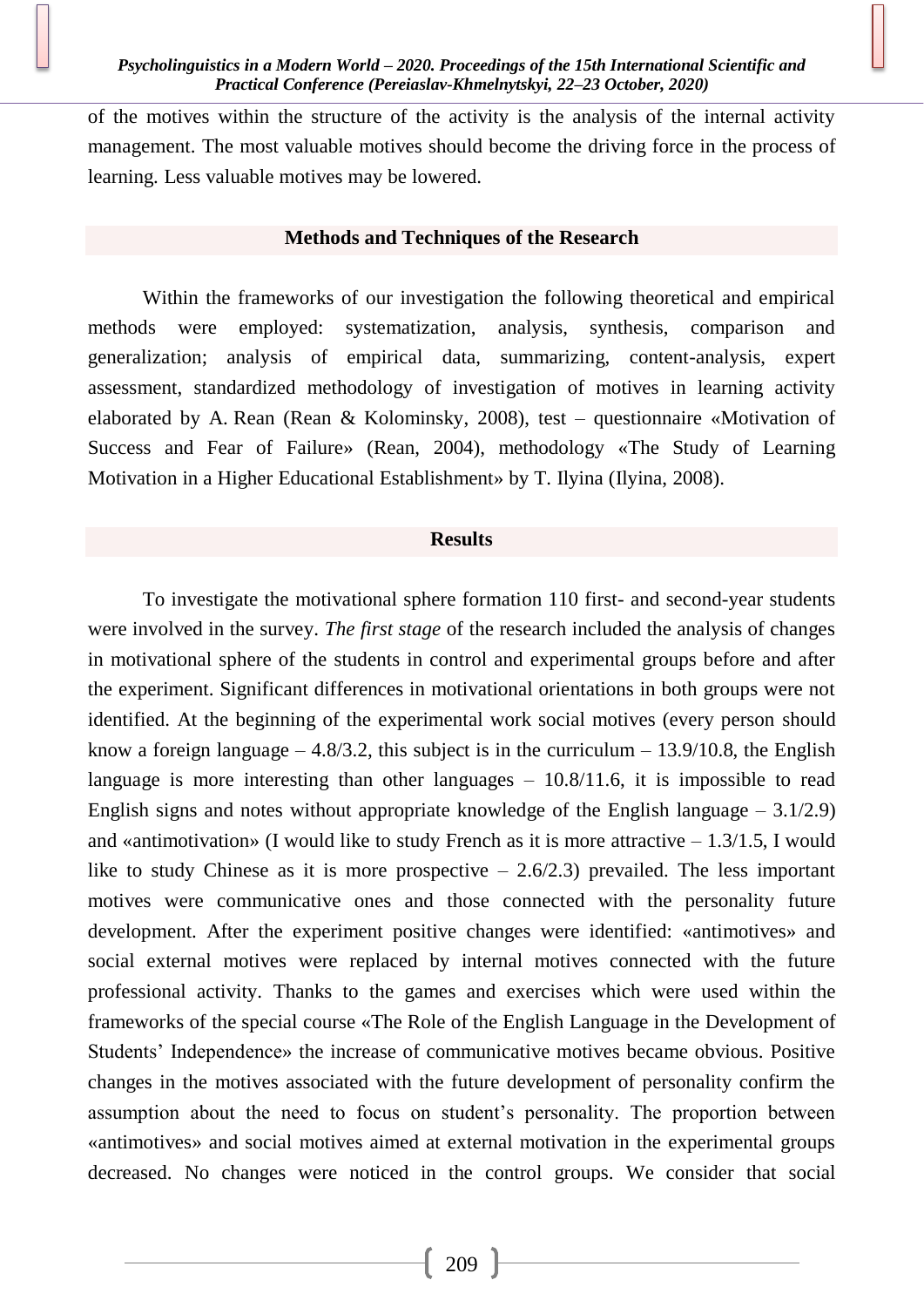of the motives within the structure of the activity is the analysis of the internal activity management. The most valuable motives should become the driving force in the process of learning. Less valuable motives may be lowered.

## Methods and Techniques of the Research

Within the frameworks of our investigation the following theoretical and empirical methods were employed: systematization, analysis, synthesis, comparison and generalization; analysis of empirical data, summarizing, content-analysis, expert assessment, standardized methodology of investigation of motives in learning activity elaborated by A. Rean (Rean & Kolominsky, 2008), test – questionnaire «Motivation of Success and Fear of Failure» (Rean, 2004), methodology «The Study of Learning Motivation in a Higher Educational Establishment» by T. Ilyina (Ilyina, 2008).

## Results

To investigate the motivational sphere formation 110 first- and second-year students were involved in the survey. *The first stage* of the research included the analysis of changes in motivational sphere of the students in control and experimental groups before and after the experiment. Significant differences in motivational orientations in both groups were not identified. At the beginning of the experimental work social motives (every person should know a foreign language – 4.8/3.2, this subject is in the curriculum – 13.9/10.8, the English language is more interesting than other languages – 10.8/11.6, it is impossible to read English signs and notes without appropriate knowledge of the English language – 3.1/2.9) and «antimotivation» (I would like to study French as it is more attractive – 1.3/1.5, I would like to study Chinese as it is more prospective – 2.6/2.3) prevailed. The less important motives were communicative ones and those connected with the personality future development. After the experiment positive changes were identified: «antimotives» and social external motives were replaced by internal motives connected with the future professional activity. Thanks to the games and exercises which were used within the frameworks of the special course «The Role of the English Language in the Development of Students' Independence» the increase of communicative motives became obvious. Positive changes in the motives associated with the future development of personality confirm the assumption about the need to focus on student's personality. The proportion between «antimotives» and social motives aimed at external motivation in the experimental groups decreased. No changes were noticed in the control groups. We consider that social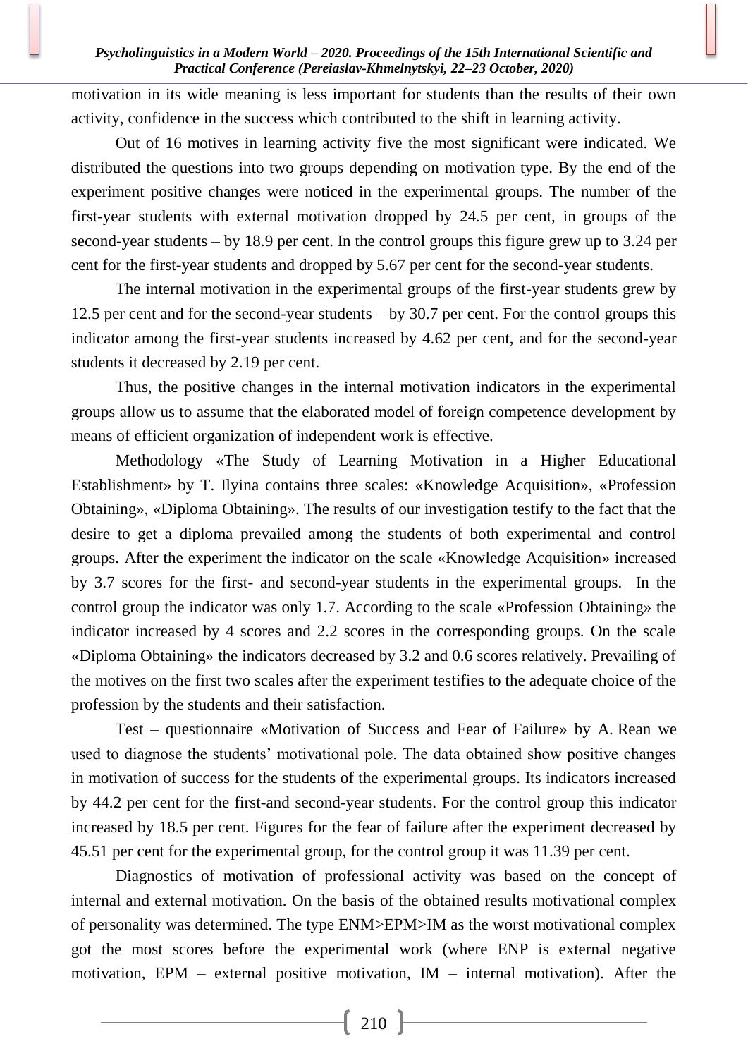motivation in its wide meaning is less important for students than the results of their own activity, confidence in the success which contributed to the shift in learning activity.

Out of 16 motives in learning activity five the most significant were indicated. We distributed the questions into two groups depending on motivation type. By the end of the experiment positive changes were noticed in the experimental groups. The number of the first-year students with external motivation dropped by 24.5 per cent, in groups of the second-year students – by 18.9 per cent. In the control groups this figure grew up to 3.24 per cent for the first-year students and dropped by 5.67 per cent for the second-year students.

The internal motivation in the experimental groups of the first-year students grew by 12.5 per cent and for the second-year students – by 30.7 per cent. For the control groups this indicator among the first-year students increased by 4.62 per cent, and for the second-year students it decreased by 2.19 per cent.

Thus, the positive changes in the internal motivation indicators in the experimental groups allow us to assume that the elaborated model of foreign competence development by means of efficient organization of independent work is effective.

Methodology «The Study of Learning Motivation in a Higher Educational Establishment» by T. Ilyina contains three scales: «Knowledge Acquisition», «Profession Obtaining», «Diploma Obtaining». The results of our investigation testify to the fact that the desire to get a diploma prevailed among the students of both experimental and control groups. After the experiment the indicator on the scale «Knowledge Acquisition» increased by 3.7 scores for the first- and second-year students in the experimental groups. In the control group the indicator was only 1.7. According to the scale «Profession Obtaining» the indicator increased by 4 scores and 2.2 scores in the corresponding groups. On the scale «Diploma Obtaining» the indicators decreased by 3.2 and 0.6 scores relatively. Prevailing of the motives on the first two scales after the experiment testifies to the adequate choice of the profession by the students and their satisfaction.

Test – questionnaire «Motivation of Success and Fear of Failure» by A. Rean we used to diagnose the students' motivational pole. The data obtained show positive changes in motivation of success for the students of the experimental groups. Its indicators increased by 44.2 per cent for the first-and second-year students. For the control group this indicator increased by 18.5 per cent. Figures for the fear of failure after the experiment decreased by 45.51 per cent for the experimental group, for the control group it was 11.39 per cent.

Diagnostics of motivation of professional activity was based on the concept of internal and external motivation. On the basis of the obtained results motivational complex of personality was determined. The type ENM>EPM>IM as the worst motivational complex got the most scores before the experimental work (where ENP is external negative motivation, EPM – external positive motivation, IM – internal motivation). After the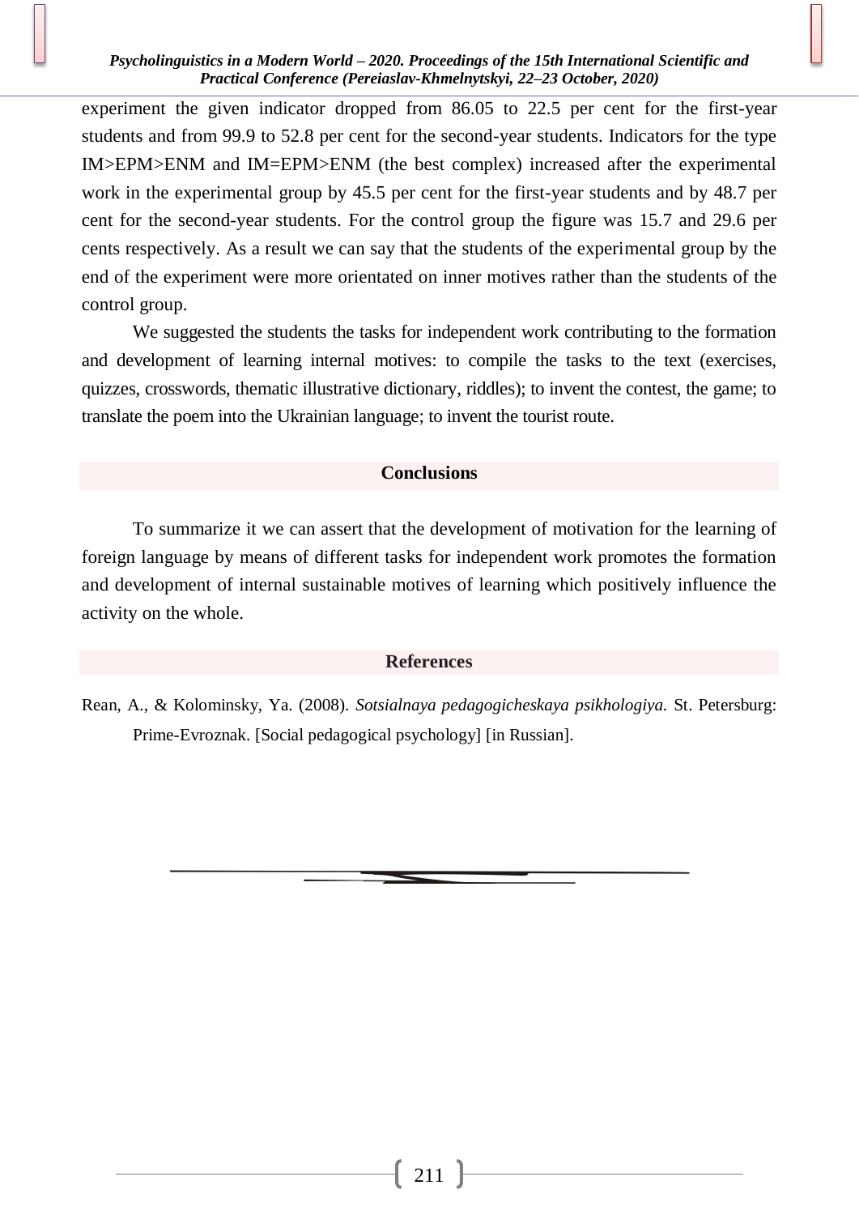experiment the given indicator dropped from 86.05 to 22.5 per cent for the first-year students and from 99.9 to 52.8 per cent for the second-year students. Indicators for the type IM>EPM>ENM and IM=EPM>ENM (the best complex) increased after the experimental work in the experimental group by 45.5 per cent for the first-year students and by 48.7 per cent for the second-year students. For the control group the figure was 15.7 and 29.6 per cents respectively. As a result we can say that the students of the experimental group by the end of the experiment were more orientated on inner motives rather than the students of the control group.

We suggested the students the tasks for independent work contributing to the formation and development of learning internal motives: to compile the tasks to the text (exercises, quizzes, crosswords, thematic illustrative dictionary, riddles); to invent the contest, the game; to translate the poem into the Ukrainian language; to invent the tourist route.

## Conclusions

To summarize it we can assert that the development of motivation for the learning of foreign language by means of different tasks for independent work promotes the formation and development of internal sustainable motives of learning which positively influence the activity on the whole.

## References

Rean, A., & Kolominsky, Ya. (2008). *Sotsialnaya pedagogicheskaya psikhologiya.* St. Petersburg: Prime-Evroznak. [Social pedagogical psychology] [in Russian].